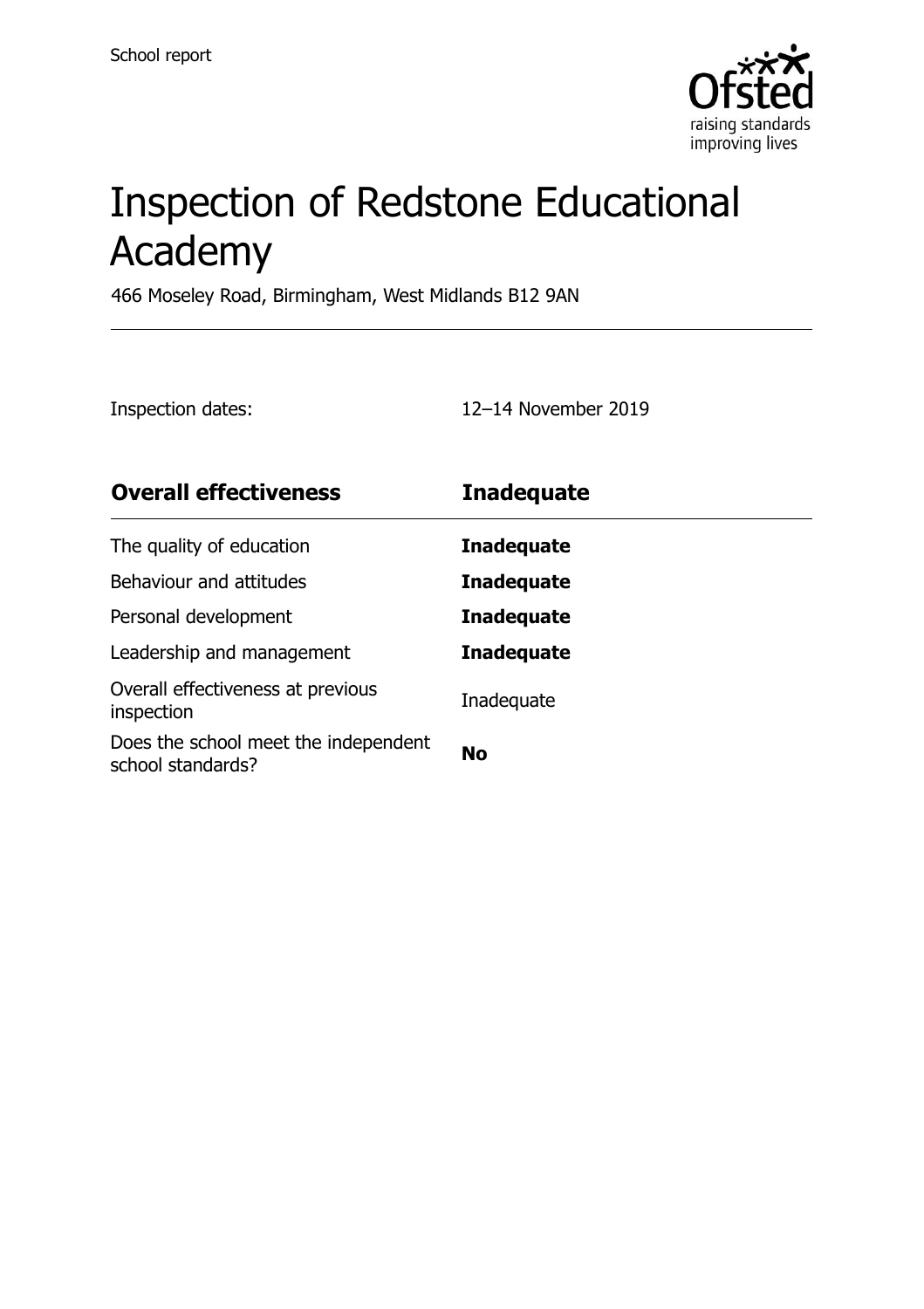School report

# Inspection of Redstone Educational Academy

466 Moseley Road, Birmingham, West Midlands B12 9AN

Inspection dates: 12–14 November 2019

| **Overall effectiveness** | **Inadequate** |
| --- | --- |
| The quality of education | **Inadequate** |
| Behaviour and attitudes | **Inadequate** |
| Personal development | **Inadequate** |
| Leadership and management | **Inadequate** |
| Overall effectiveness at previous inspection | Inadequate |
| Does the school meet the independent school standards? | **No** |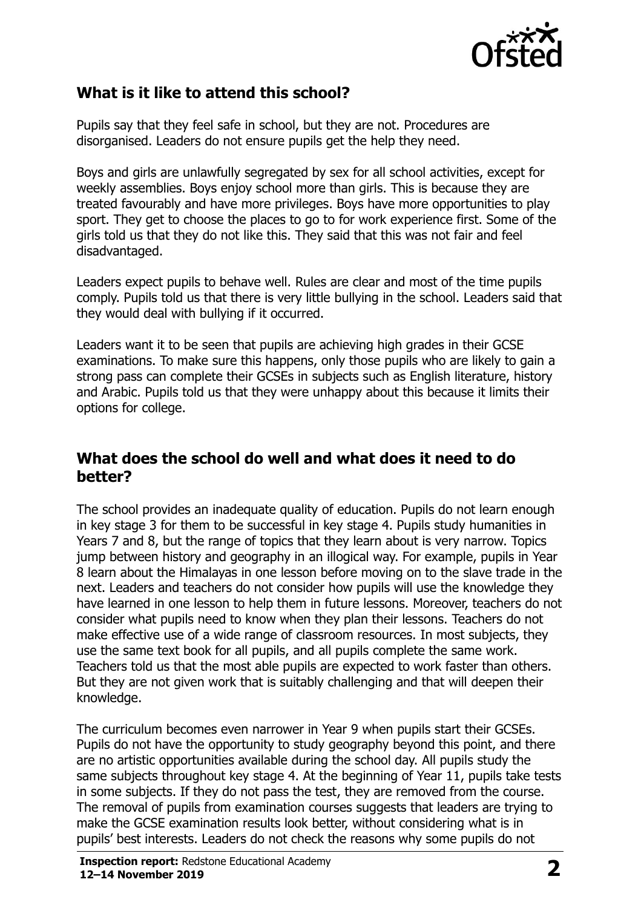## What is it like to attend this school?

Pupils say that they feel safe in school, but they are not. Procedures are disorganised. Leaders do not ensure pupils get the help they need.

Boys and girls are unlawfully segregated by sex for all school activities, except for weekly assemblies. Boys enjoy school more than girls. This is because they are treated favourably and have more privileges. Boys have more opportunities to play sport. They get to choose the places to go to for work experience first. Some of the girls told us that they do not like this. They said that this was not fair and feel disadvantaged.

Leaders expect pupils to behave well. Rules are clear and most of the time pupils comply. Pupils told us that there is very little bullying in the school. Leaders said that they would deal with bullying if it occurred.

Leaders want it to be seen that pupils are achieving high grades in their GCSE examinations. To make sure this happens, only those pupils who are likely to gain a strong pass can complete their GCSEs in subjects such as English literature, history and Arabic. Pupils told us that they were unhappy about this because it limits their options for college.

## What does the school do well and what does it need to do better?

The school provides an inadequate quality of education. Pupils do not learn enough in key stage 3 for them to be successful in key stage 4. Pupils study humanities in Years 7 and 8, but the range of topics that they learn about is very narrow. Topics jump between history and geography in an illogical way. For example, pupils in Year 8 learn about the Himalayas in one lesson before moving on to the slave trade in the next. Leaders and teachers do not consider how pupils will use the knowledge they have learned in one lesson to help them in future lessons. Moreover, teachers do not consider what pupils need to know when they plan their lessons. Teachers do not make effective use of a wide range of classroom resources. In most subjects, they use the same text book for all pupils, and all pupils complete the same work. Teachers told us that the most able pupils are expected to work faster than others. But they are not given work that is suitably challenging and that will deepen their knowledge.

The curriculum becomes even narrower in Year 9 when pupils start their GCSEs. Pupils do not have the opportunity to study geography beyond this point, and there are no artistic opportunities available during the school day. All pupils study the same subjects throughout key stage 4. At the beginning of Year 11, pupils take tests in some subjects. If they do not pass the test, they are removed from the course. The removal of pupils from examination courses suggests that leaders are trying to make the GCSE examination results look better, without considering what is in pupils' best interests. Leaders do not check the reasons why some pupils do not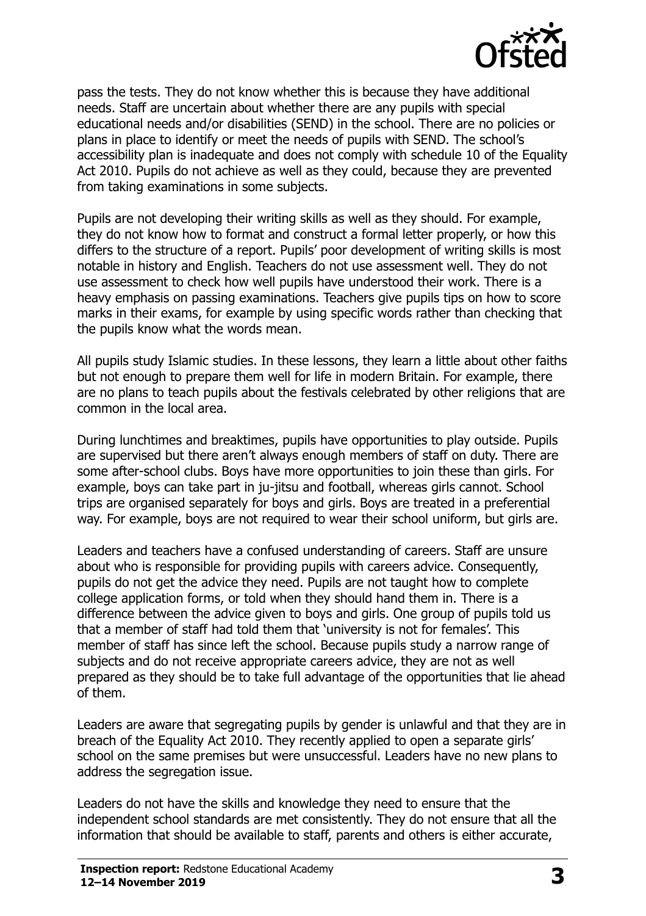pass the tests. They do not know whether this is because they have additional needs. Staff are uncertain about whether there are any pupils with special educational needs and/or disabilities (SEND) in the school. There are no policies or plans in place to identify or meet the needs of pupils with SEND. The school's accessibility plan is inadequate and does not comply with schedule 10 of the Equality Act 2010. Pupils do not achieve as well as they could, because they are prevented from taking examinations in some subjects.

Pupils are not developing their writing skills as well as they should. For example, they do not know how to format and construct a formal letter properly, or how this differs to the structure of a report. Pupils' poor development of writing skills is most notable in history and English. Teachers do not use assessment well. They do not use assessment to check how well pupils have understood their work. There is a heavy emphasis on passing examinations. Teachers give pupils tips on how to score marks in their exams, for example by using specific words rather than checking that the pupils know what the words mean.

All pupils study Islamic studies. In these lessons, they learn a little about other faiths but not enough to prepare them well for life in modern Britain. For example, there are no plans to teach pupils about the festivals celebrated by other religions that are common in the local area.

During lunchtimes and breaktimes, pupils have opportunities to play outside. Pupils are supervised but there aren't always enough members of staff on duty. There are some after-school clubs. Boys have more opportunities to join these than girls. For example, boys can take part in ju-jitsu and football, whereas girls cannot. School trips are organised separately for boys and girls. Boys are treated in a preferential way. For example, boys are not required to wear their school uniform, but girls are.

Leaders and teachers have a confused understanding of careers. Staff are unsure about who is responsible for providing pupils with careers advice. Consequently, pupils do not get the advice they need. Pupils are not taught how to complete college application forms, or told when they should hand them in. There is a difference between the advice given to boys and girls. One group of pupils told us that a member of staff had told them that 'university is not for females'. This member of staff has since left the school. Because pupils study a narrow range of subjects and do not receive appropriate careers advice, they are not as well prepared as they should be to take full advantage of the opportunities that lie ahead of them.

Leaders are aware that segregating pupils by gender is unlawful and that they are in breach of the Equality Act 2010. They recently applied to open a separate girls' school on the same premises but were unsuccessful. Leaders have no new plans to address the segregation issue.

Leaders do not have the skills and knowledge they need to ensure that the independent school standards are met consistently. They do not ensure that all the information that should be available to staff, parents and others is either accurate,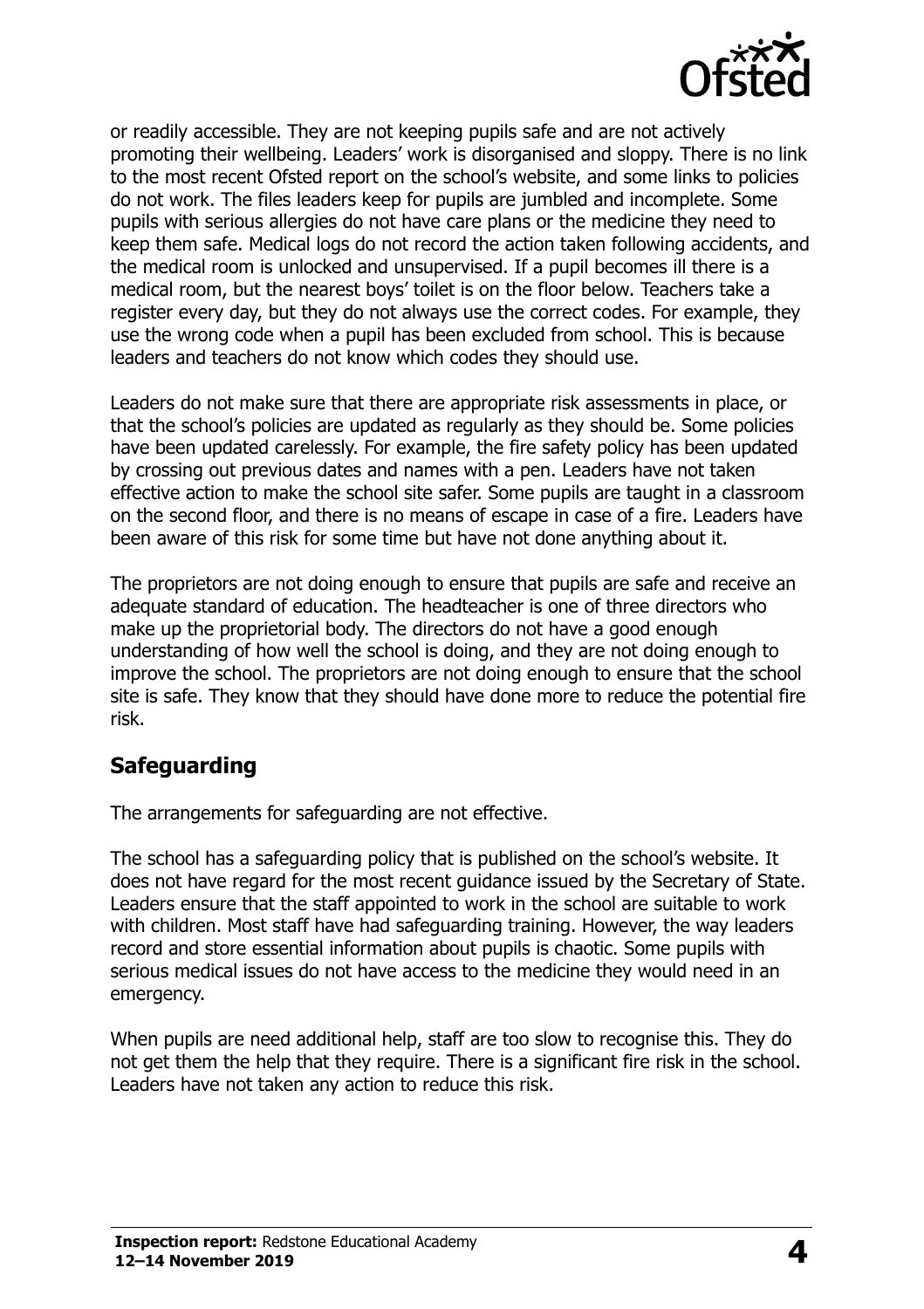or readily accessible. They are not keeping pupils safe and are not actively promoting their wellbeing. Leaders' work is disorganised and sloppy. There is no link to the most recent Ofsted report on the school's website, and some links to policies do not work. The files leaders keep for pupils are jumbled and incomplete. Some pupils with serious allergies do not have care plans or the medicine they need to keep them safe. Medical logs do not record the action taken following accidents, and the medical room is unlocked and unsupervised. If a pupil becomes ill there is a medical room, but the nearest boys' toilet is on the floor below. Teachers take a register every day, but they do not always use the correct codes. For example, they use the wrong code when a pupil has been excluded from school. This is because leaders and teachers do not know which codes they should use.

Leaders do not make sure that there are appropriate risk assessments in place, or that the school's policies are updated as regularly as they should be. Some policies have been updated carelessly. For example, the fire safety policy has been updated by crossing out previous dates and names with a pen. Leaders have not taken effective action to make the school site safer. Some pupils are taught in a classroom on the second floor, and there is no means of escape in case of a fire. Leaders have been aware of this risk for some time but have not done anything about it.

The proprietors are not doing enough to ensure that pupils are safe and receive an adequate standard of education. The headteacher is one of three directors who make up the proprietorial body. The directors do not have a good enough understanding of how well the school is doing, and they are not doing enough to improve the school. The proprietors are not doing enough to ensure that the school site is safe. They know that they should have done more to reduce the potential fire risk.

## Safeguarding

The arrangements for safeguarding are not effective.

The school has a safeguarding policy that is published on the school's website. It does not have regard for the most recent guidance issued by the Secretary of State. Leaders ensure that the staff appointed to work in the school are suitable to work with children. Most staff have had safeguarding training. However, the way leaders record and store essential information about pupils is chaotic. Some pupils with serious medical issues do not have access to the medicine they would need in an emergency.

When pupils are need additional help, staff are too slow to recognise this. They do not get them the help that they require. There is a significant fire risk in the school. Leaders have not taken any action to reduce this risk.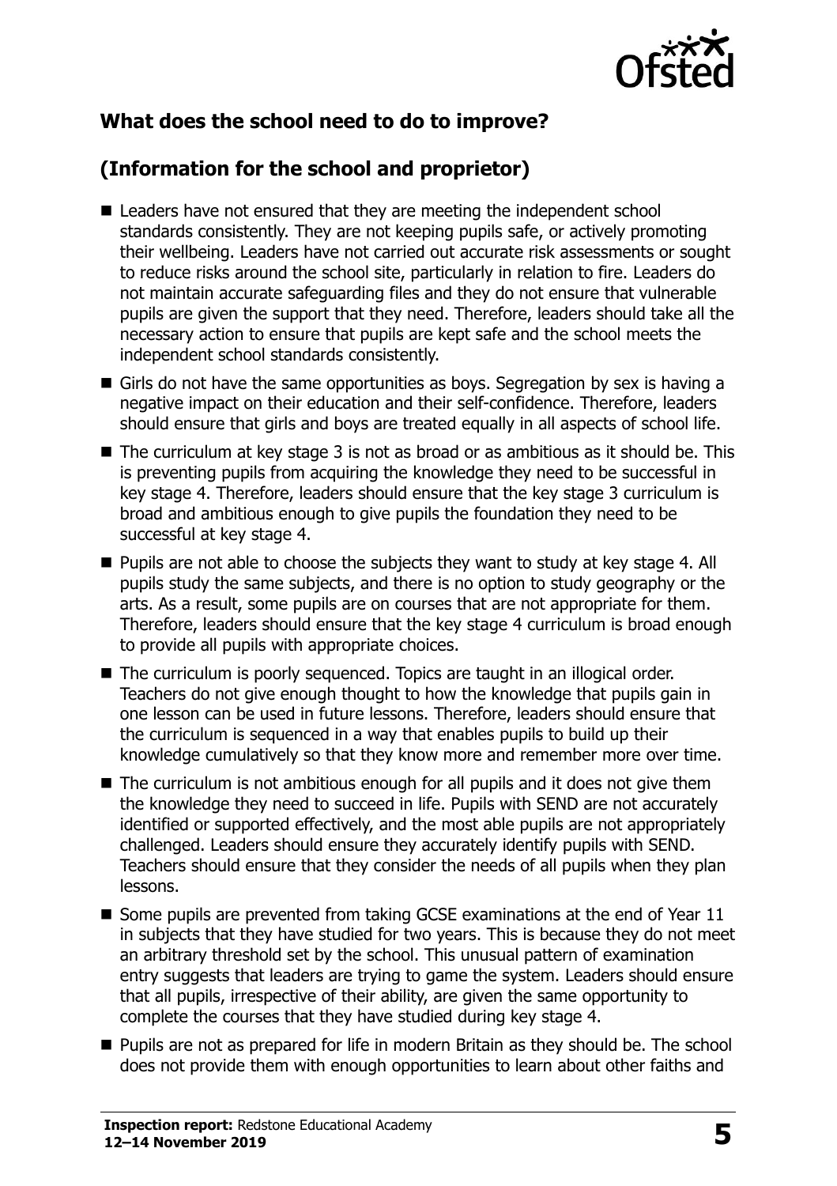## What does the school need to do to improve?

## (Information for the school and proprietor)

- Leaders have not ensured that they are meeting the independent school standards consistently. They are not keeping pupils safe, or actively promoting their wellbeing. Leaders have not carried out accurate risk assessments or sought to reduce risks around the school site, particularly in relation to fire. Leaders do not maintain accurate safeguarding files and they do not ensure that vulnerable pupils are given the support that they need. Therefore, leaders should take all the necessary action to ensure that pupils are kept safe and the school meets the independent school standards consistently.
- Girls do not have the same opportunities as boys. Segregation by sex is having a negative impact on their education and their self-confidence. Therefore, leaders should ensure that girls and boys are treated equally in all aspects of school life.
- The curriculum at key stage 3 is not as broad or as ambitious as it should be. This is preventing pupils from acquiring the knowledge they need to be successful in key stage 4. Therefore, leaders should ensure that the key stage 3 curriculum is broad and ambitious enough to give pupils the foundation they need to be successful at key stage 4.
- Pupils are not able to choose the subjects they want to study at key stage 4. All pupils study the same subjects, and there is no option to study geography or the arts. As a result, some pupils are on courses that are not appropriate for them. Therefore, leaders should ensure that the key stage 4 curriculum is broad enough to provide all pupils with appropriate choices.
- The curriculum is poorly sequenced. Topics are taught in an illogical order. Teachers do not give enough thought to how the knowledge that pupils gain in one lesson can be used in future lessons. Therefore, leaders should ensure that the curriculum is sequenced in a way that enables pupils to build up their knowledge cumulatively so that they know more and remember more over time.
- The curriculum is not ambitious enough for all pupils and it does not give them the knowledge they need to succeed in life. Pupils with SEND are not accurately identified or supported effectively, and the most able pupils are not appropriately challenged. Leaders should ensure they accurately identify pupils with SEND. Teachers should ensure that they consider the needs of all pupils when they plan lessons.
- Some pupils are prevented from taking GCSE examinations at the end of Year 11 in subjects that they have studied for two years. This is because they do not meet an arbitrary threshold set by the school. This unusual pattern of examination entry suggests that leaders are trying to game the system. Leaders should ensure that all pupils, irrespective of their ability, are given the same opportunity to complete the courses that they have studied during key stage 4.
- Pupils are not as prepared for life in modern Britain as they should be. The school does not provide them with enough opportunities to learn about other faiths and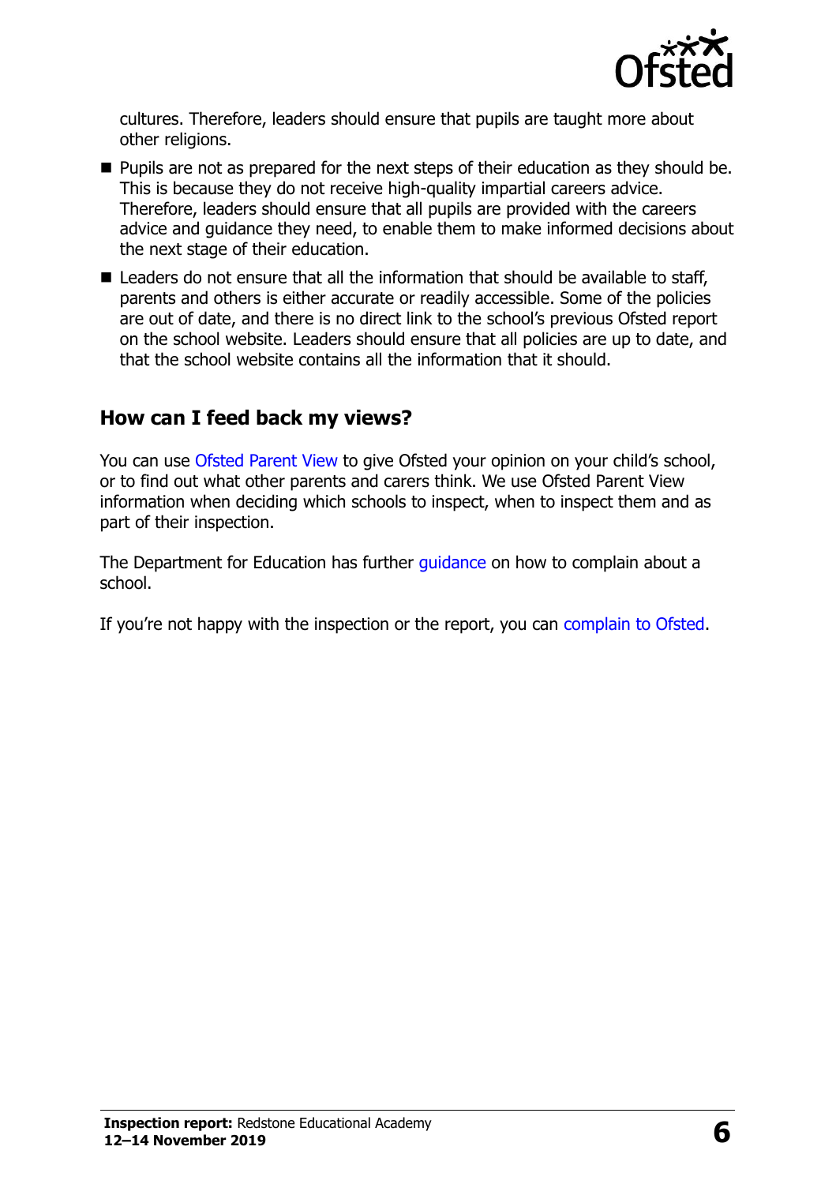cultures. Therefore, leaders should ensure that pupils are taught more about other religions.

- Pupils are not as prepared for the next steps of their education as they should be. This is because they do not receive high-quality impartial careers advice. Therefore, leaders should ensure that all pupils are provided with the careers advice and guidance they need, to enable them to make informed decisions about the next stage of their education.
- Leaders do not ensure that all the information that should be available to staff, parents and others is either accurate or readily accessible. Some of the policies are out of date, and there is no direct link to the school's previous Ofsted report on the school website. Leaders should ensure that all policies are up to date, and that the school website contains all the information that it should.

## How can I feed back my views?

You can use Ofsted Parent View to give Ofsted your opinion on your child's school, or to find out what other parents and carers think. We use Ofsted Parent View information when deciding which schools to inspect, when to inspect them and as part of their inspection.

The Department for Education has further guidance on how to complain about a school.

If you're not happy with the inspection or the report, you can complain to Ofsted.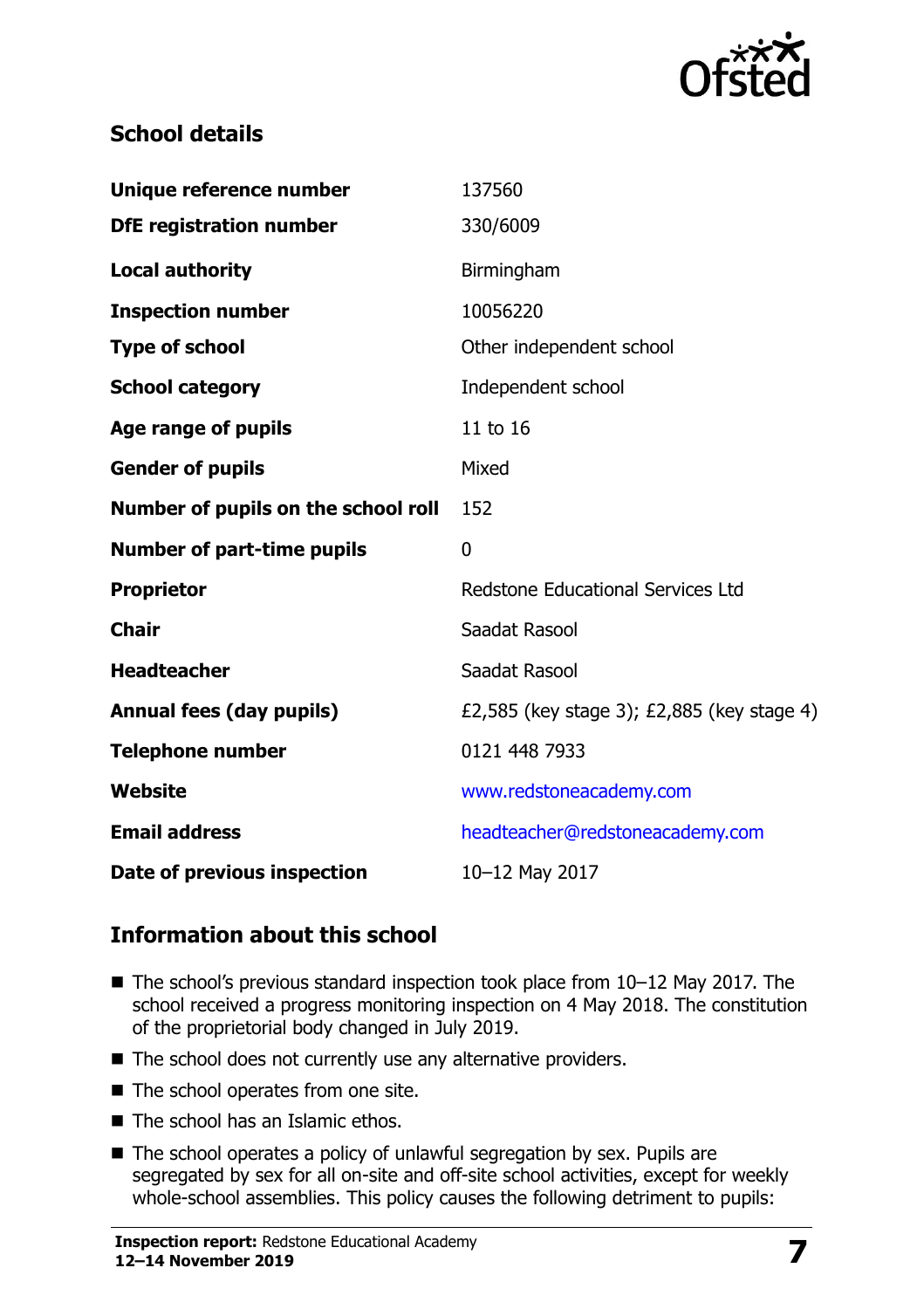## School details

| | |
|---|---|
| **Unique reference number** | 137560 |
| **DfE registration number** | 330/6009 |
| **Local authority** | Birmingham |
| **Inspection number** | 10056220 |
| **Type of school** | Other independent school |
| **School category** | Independent school |
| **Age range of pupils** | 11 to 16 |
| **Gender of pupils** | Mixed |
| **Number of pupils on the school roll** | 152 |
| **Number of part-time pupils** | 0 |
| **Proprietor** | Redstone Educational Services Ltd |
| **Chair** | Saadat Rasool |
| **Headteacher** | Saadat Rasool |
| **Annual fees (day pupils)** | £2,585 (key stage 3); £2,885 (key stage 4) |
| **Telephone number** | 0121 448 7933 |
| **Website** | www.redstoneacademy.com |
| **Email address** | headteacher@redstoneacademy.com |
| **Date of previous inspection** | 10–12 May 2017 |

## Information about this school

- The school's previous standard inspection took place from 10–12 May 2017. The school received a progress monitoring inspection on 4 May 2018. The constitution of the proprietorial body changed in July 2019.
- The school does not currently use any alternative providers.
- The school operates from one site.
- The school has an Islamic ethos.
- The school operates a policy of unlawful segregation by sex. Pupils are segregated by sex for all on-site and off-site school activities, except for weekly whole-school assemblies. This policy causes the following detriment to pupils: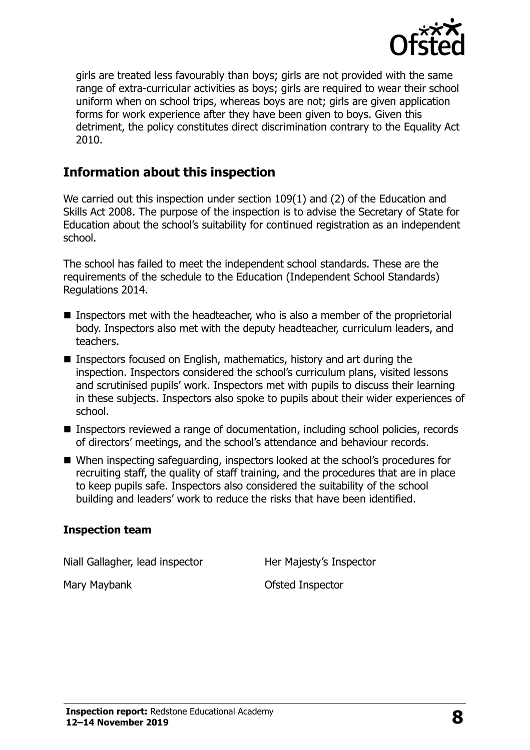girls are treated less favourably than boys; girls are not provided with the same range of extra-curricular activities as boys; girls are required to wear their school uniform when on school trips, whereas boys are not; girls are given application forms for work experience after they have been given to boys. Given this detriment, the policy constitutes direct discrimination contrary to the Equality Act 2010.

## Information about this inspection

We carried out this inspection under section 109(1) and (2) of the Education and Skills Act 2008. The purpose of the inspection is to advise the Secretary of State for Education about the school's suitability for continued registration as an independent school.

The school has failed to meet the independent school standards. These are the requirements of the schedule to the Education (Independent School Standards) Regulations 2014.

- Inspectors met with the headteacher, who is also a member of the proprietorial body. Inspectors also met with the deputy headteacher, curriculum leaders, and teachers.
- Inspectors focused on English, mathematics, history and art during the inspection. Inspectors considered the school's curriculum plans, visited lessons and scrutinised pupils' work. Inspectors met with pupils to discuss their learning in these subjects. Inspectors also spoke to pupils about their wider experiences of school.
- Inspectors reviewed a range of documentation, including school policies, records of directors' meetings, and the school's attendance and behaviour records.
- When inspecting safeguarding, inspectors looked at the school's procedures for recruiting staff, the quality of staff training, and the procedures that are in place to keep pupils safe. Inspectors also considered the suitability of the school building and leaders' work to reduce the risks that have been identified.

### Inspection team

| | |
|---|---|
| Niall Gallagher, lead inspector | Her Majesty's Inspector |
| Mary Maybank | Ofsted Inspector |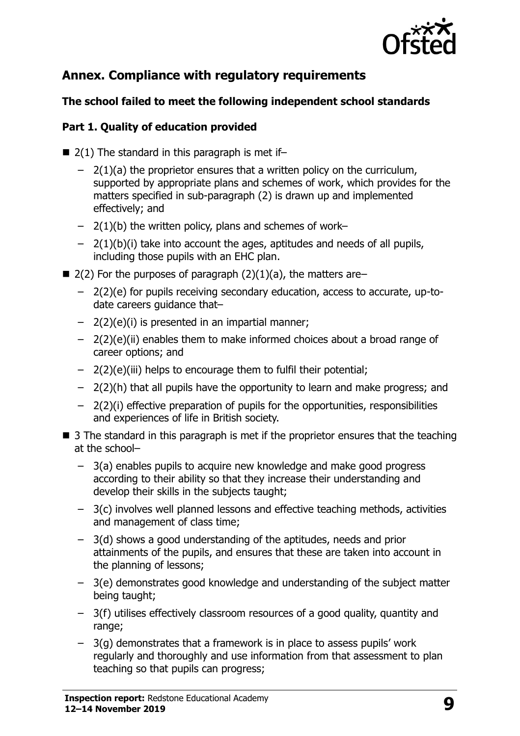## Annex. Compliance with regulatory requirements

### The school failed to meet the following independent school standards

#### Part 1. Quality of education provided

- 2(1) The standard in this paragraph is met if–
  - 2(1)(a) the proprietor ensures that a written policy on the curriculum, supported by appropriate plans and schemes of work, which provides for the matters specified in sub-paragraph (2) is drawn up and implemented effectively; and
  - 2(1)(b) the written policy, plans and schemes of work–
  - 2(1)(b)(i) take into account the ages, aptitudes and needs of all pupils, including those pupils with an EHC plan.
- 2(2) For the purposes of paragraph (2)(1)(a), the matters are–
  - 2(2)(e) for pupils receiving secondary education, access to accurate, up-to-date careers guidance that–
  - 2(2)(e)(i) is presented in an impartial manner;
  - 2(2)(e)(ii) enables them to make informed choices about a broad range of career options; and
  - 2(2)(e)(iii) helps to encourage them to fulfil their potential;
  - 2(2)(h) that all pupils have the opportunity to learn and make progress; and
  - 2(2)(i) effective preparation of pupils for the opportunities, responsibilities and experiences of life in British society.
- 3 The standard in this paragraph is met if the proprietor ensures that the teaching at the school–
  - 3(a) enables pupils to acquire new knowledge and make good progress according to their ability so that they increase their understanding and develop their skills in the subjects taught;
  - 3(c) involves well planned lessons and effective teaching methods, activities and management of class time;
  - 3(d) shows a good understanding of the aptitudes, needs and prior attainments of the pupils, and ensures that these are taken into account in the planning of lessons;
  - 3(e) demonstrates good knowledge and understanding of the subject matter being taught;
  - 3(f) utilises effectively classroom resources of a good quality, quantity and range;
  - 3(g) demonstrates that a framework is in place to assess pupils' work regularly and thoroughly and use information from that assessment to plan teaching so that pupils can progress;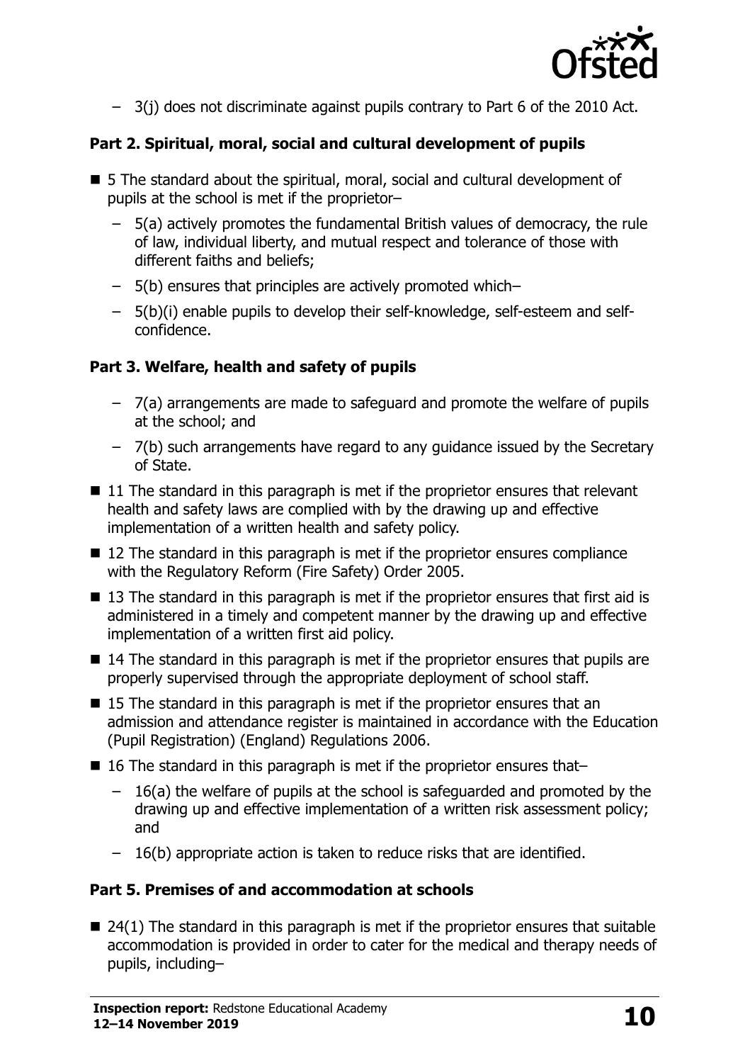- 3(j) does not discriminate against pupils contrary to Part 6 of the 2010 Act.

**Part 2. Spiritual, moral, social and cultural development of pupils**

- 5 The standard about the spiritual, moral, social and cultural development of pupils at the school is met if the proprietor–
  - 5(a) actively promotes the fundamental British values of democracy, the rule of law, individual liberty, and mutual respect and tolerance of those with different faiths and beliefs;
  - 5(b) ensures that principles are actively promoted which–
  - 5(b)(i) enable pupils to develop their self-knowledge, self-esteem and self-confidence.

**Part 3. Welfare, health and safety of pupils**

  - 7(a) arrangements are made to safeguard and promote the welfare of pupils at the school; and
  - 7(b) such arrangements have regard to any guidance issued by the Secretary of State.
- 11 The standard in this paragraph is met if the proprietor ensures that relevant health and safety laws are complied with by the drawing up and effective implementation of a written health and safety policy.
- 12 The standard in this paragraph is met if the proprietor ensures compliance with the Regulatory Reform (Fire Safety) Order 2005.
- 13 The standard in this paragraph is met if the proprietor ensures that first aid is administered in a timely and competent manner by the drawing up and effective implementation of a written first aid policy.
- 14 The standard in this paragraph is met if the proprietor ensures that pupils are properly supervised through the appropriate deployment of school staff.
- 15 The standard in this paragraph is met if the proprietor ensures that an admission and attendance register is maintained in accordance with the Education (Pupil Registration) (England) Regulations 2006.
- 16 The standard in this paragraph is met if the proprietor ensures that–
  - 16(a) the welfare of pupils at the school is safeguarded and promoted by the drawing up and effective implementation of a written risk assessment policy; and
  - 16(b) appropriate action is taken to reduce risks that are identified.

**Part 5. Premises of and accommodation at schools**

- 24(1) The standard in this paragraph is met if the proprietor ensures that suitable accommodation is provided in order to cater for the medical and therapy needs of pupils, including–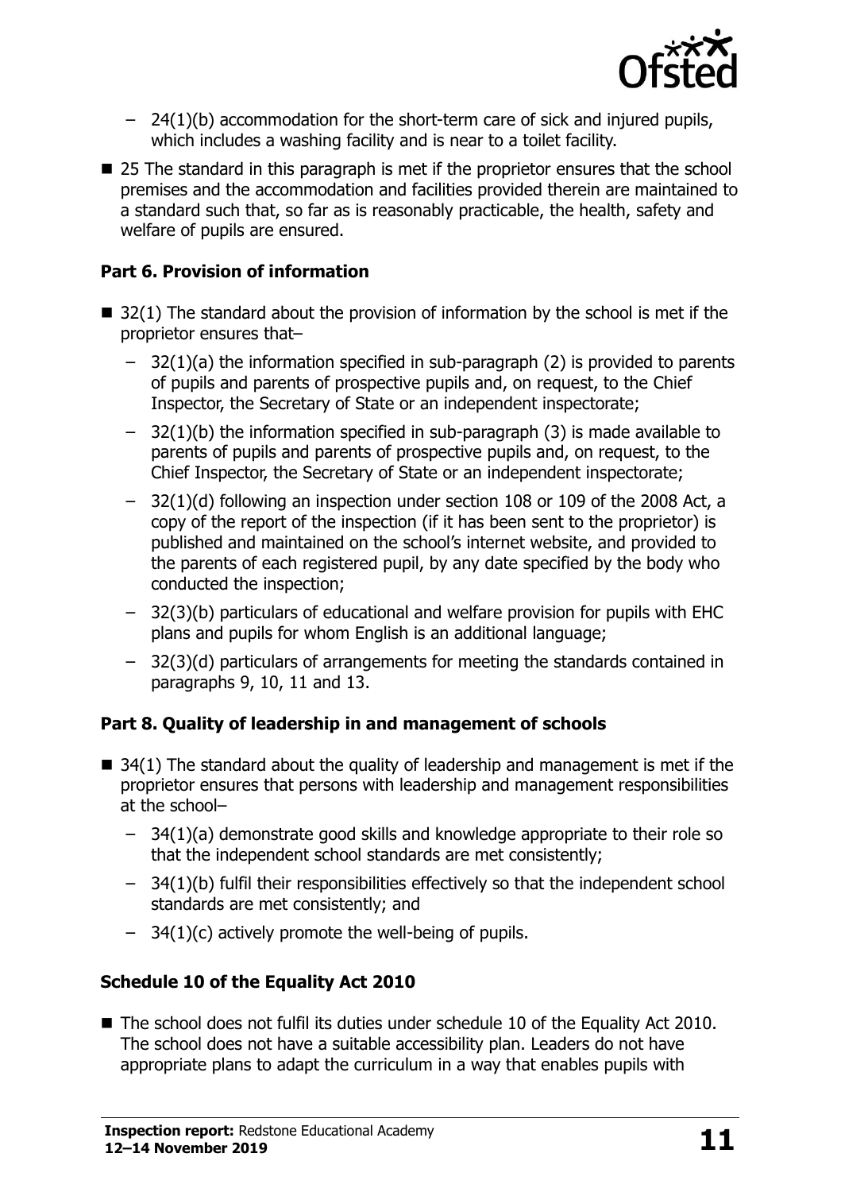- 24(1)(b) accommodation for the short-term care of sick and injured pupils, which includes a washing facility and is near to a toilet facility.

- 25 The standard in this paragraph is met if the proprietor ensures that the school premises and the accommodation and facilities provided therein are maintained to a standard such that, so far as is reasonably practicable, the health, safety and welfare of pupils are ensured.

**Part 6. Provision of information**

- 32(1) The standard about the provision of information by the school is met if the proprietor ensures that–
  - 32(1)(a) the information specified in sub-paragraph (2) is provided to parents of pupils and parents of prospective pupils and, on request, to the Chief Inspector, the Secretary of State or an independent inspectorate;
  - 32(1)(b) the information specified in sub-paragraph (3) is made available to parents of pupils and parents of prospective pupils and, on request, to the Chief Inspector, the Secretary of State or an independent inspectorate;
  - 32(1)(d) following an inspection under section 108 or 109 of the 2008 Act, a copy of the report of the inspection (if it has been sent to the proprietor) is published and maintained on the school's internet website, and provided to the parents of each registered pupil, by any date specified by the body who conducted the inspection;
  - 32(3)(b) particulars of educational and welfare provision for pupils with EHC plans and pupils for whom English is an additional language;
  - 32(3)(d) particulars of arrangements for meeting the standards contained in paragraphs 9, 10, 11 and 13.

**Part 8. Quality of leadership in and management of schools**

- 34(1) The standard about the quality of leadership and management is met if the proprietor ensures that persons with leadership and management responsibilities at the school–
  - 34(1)(a) demonstrate good skills and knowledge appropriate to their role so that the independent school standards are met consistently;
  - 34(1)(b) fulfil their responsibilities effectively so that the independent school standards are met consistently; and
  - 34(1)(c) actively promote the well-being of pupils.

**Schedule 10 of the Equality Act 2010**

- The school does not fulfil its duties under schedule 10 of the Equality Act 2010. The school does not have a suitable accessibility plan. Leaders do not have appropriate plans to adapt the curriculum in a way that enables pupils with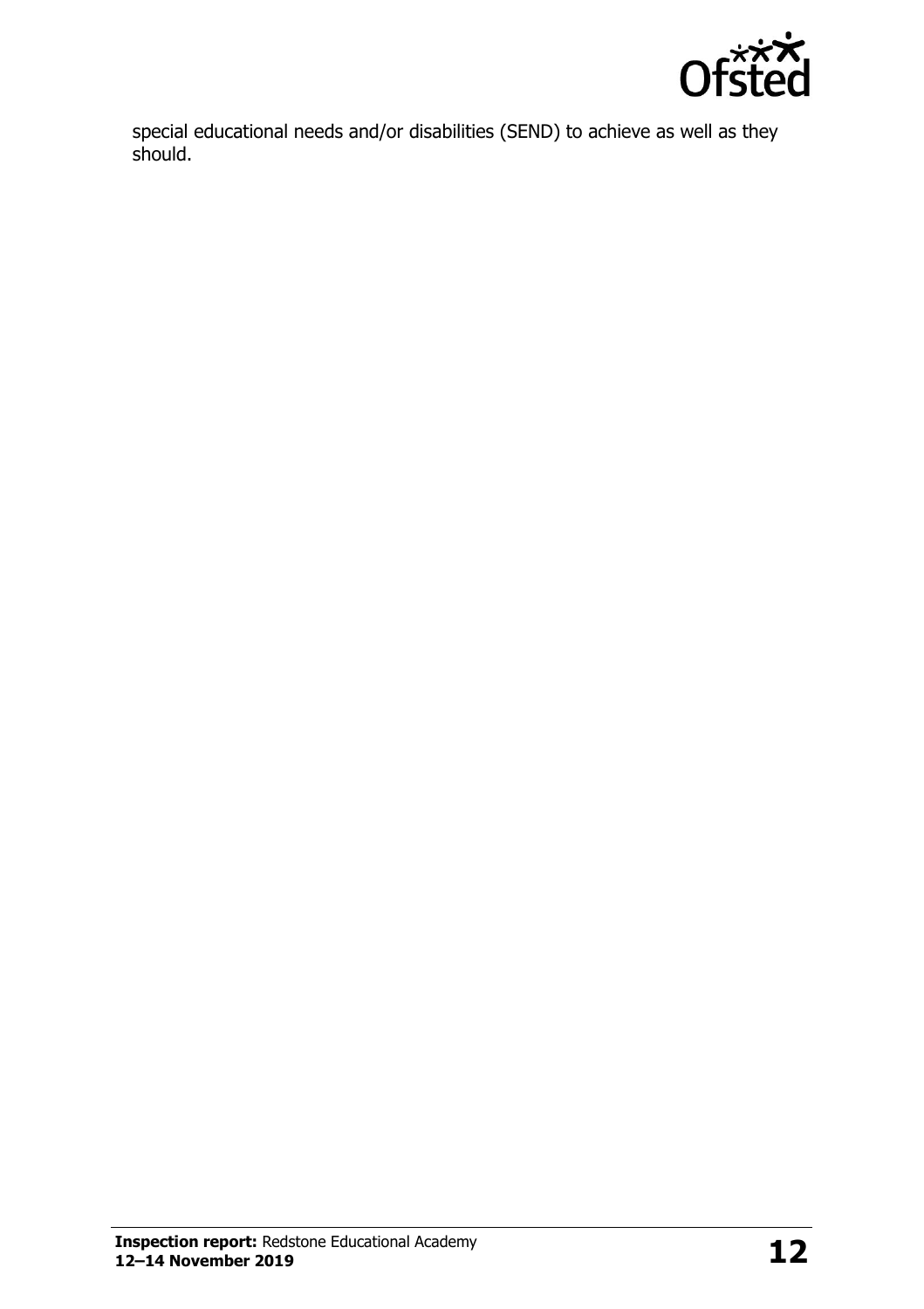special educational needs and/or disabilities (SEND) to achieve as well as they should.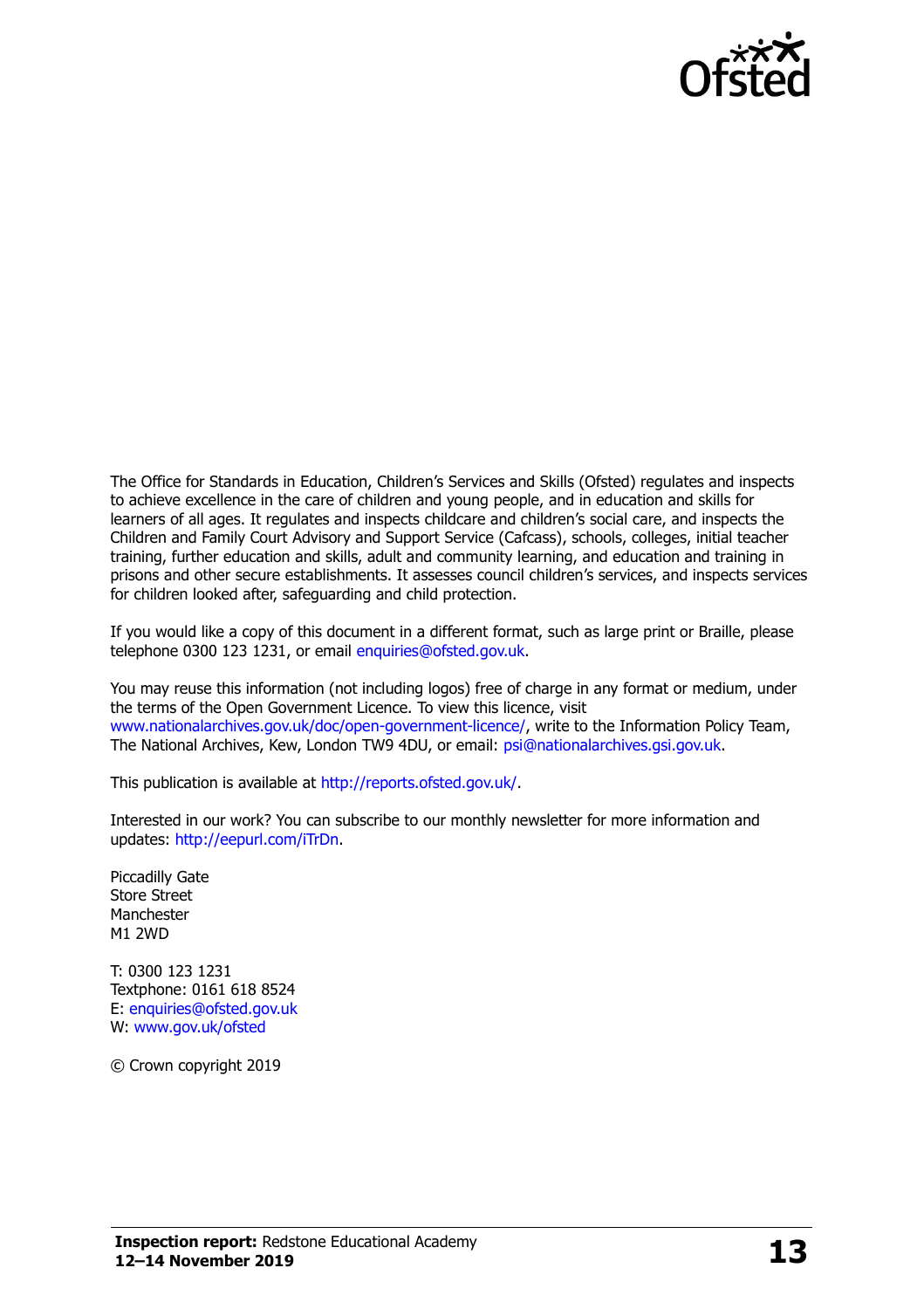The Office for Standards in Education, Children's Services and Skills (Ofsted) regulates and inspects to achieve excellence in the care of children and young people, and in education and skills for learners of all ages. It regulates and inspects childcare and children's social care, and inspects the Children and Family Court Advisory and Support Service (Cafcass), schools, colleges, initial teacher training, further education and skills, adult and community learning, and education and training in prisons and other secure establishments. It assesses council children's services, and inspects services for children looked after, safeguarding and child protection.

If you would like a copy of this document in a different format, such as large print or Braille, please telephone 0300 123 1231, or email enquiries@ofsted.gov.uk.

You may reuse this information (not including logos) free of charge in any format or medium, under the terms of the Open Government Licence. To view this licence, visit www.nationalarchives.gov.uk/doc/open-government-licence/, write to the Information Policy Team, The National Archives, Kew, London TW9 4DU, or email: psi@nationalarchives.gsi.gov.uk.

This publication is available at http://reports.ofsted.gov.uk/.

Interested in our work? You can subscribe to our monthly newsletter for more information and updates: http://eepurl.com/iTrDn.

Piccadilly Gate
Store Street
Manchester
M1 2WD

T: 0300 123 1231
Textphone: 0161 618 8524
E: enquiries@ofsted.gov.uk
W: www.gov.uk/ofsted

© Crown copyright 2019